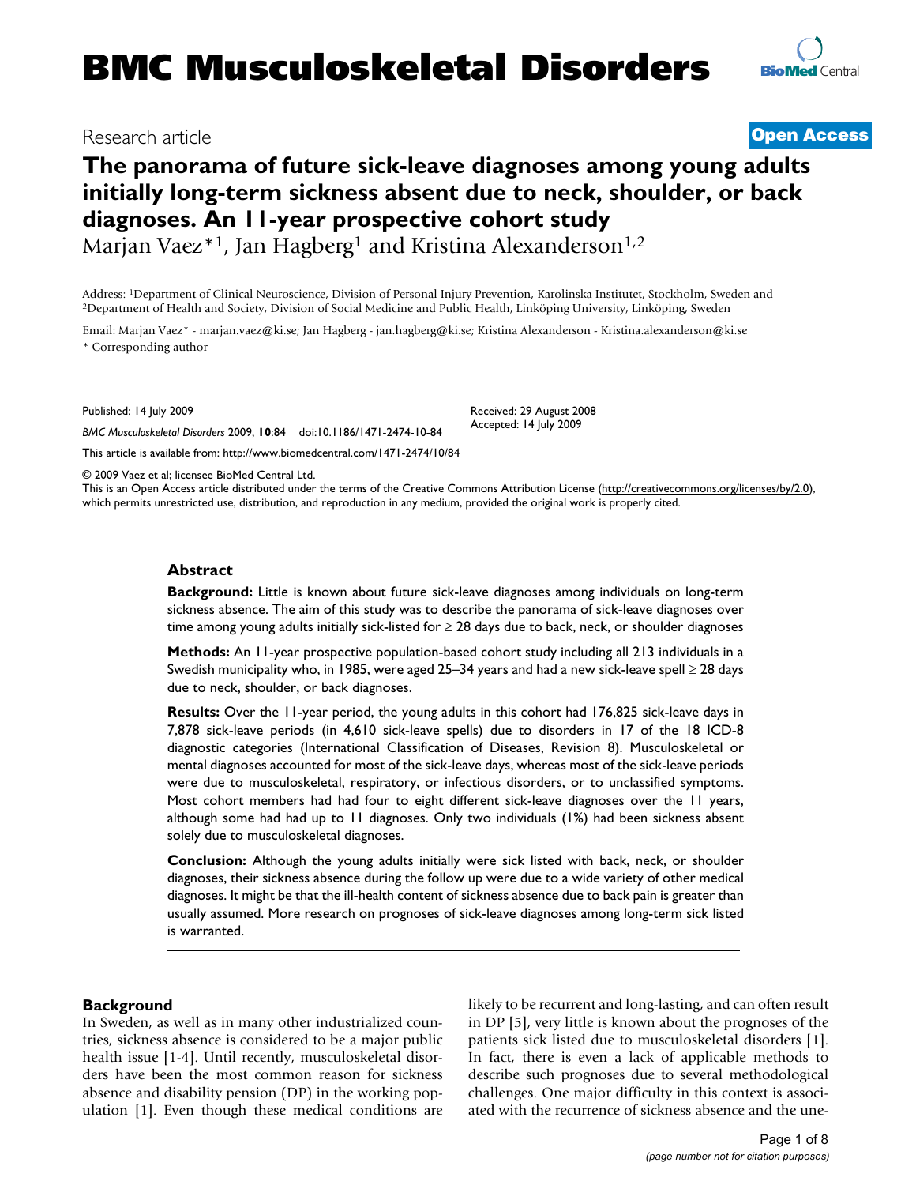# The panorama of future sick-leave diagnoses among young adults initially long-term sickness absent due to neck, shoulder, or back diagnoses. An 11-year prospective cohort study

Research article — Open Access

Marjan Vaez*[1], Jan Hagberg[1] and Kristina Alexanderson[1,2]

Address: [1]Department of Clinical Neuroscience, Division of Personal Injury Prevention, Karolinska Institutet, Stockholm, Sweden and [2]Department of Health and Society, Division of Social Medicine and Public Health, Linköping University, Linköping, Sweden

Email: Marjan Vaez* - marjan.vaez@ki.se; Jan Hagberg - jan.hagberg@ki.se; Kristina Alexanderson - Kristina.alexanderson@ki.se

\* Corresponding author

Published: 14 July 2009

*BMC Musculoskeletal Disorders* 2009, **10**:84 doi:10.1186/1471-2474-10-84

This article is available from: http://www.biomedcentral.com/1471-2474/10/84

Received: 29 August 2008
Accepted: 14 July 2009

© 2009 Vaez et al; licensee BioMed Central Ltd.
This is an Open Access article distributed under the terms of the Creative Commons Attribution License (http://creativecommons.org/licenses/by/2.0), which permits unrestricted use, distribution, and reproduction in any medium, provided the original work is properly cited.

## Abstract

**Background:** Little is known about future sick-leave diagnoses among individuals on long-term sickness absence. The aim of this study was to describe the panorama of sick-leave diagnoses over time among young adults initially sick-listed for ≥ 28 days due to back, neck, or shoulder diagnoses

**Methods:** An 11-year prospective population-based cohort study including all 213 individuals in a Swedish municipality who, in 1985, were aged 25–34 years and had a new sick-leave spell ≥ 28 days due to neck, shoulder, or back diagnoses.

**Results:** Over the 11-year period, the young adults in this cohort had 176,825 sick-leave days in 7,878 sick-leave periods (in 4,610 sick-leave spells) due to disorders in 17 of the 18 ICD-8 diagnostic categories (International Classification of Diseases, Revision 8). Musculoskeletal or mental diagnoses accounted for most of the sick-leave days, whereas most of the sick-leave periods were due to musculoskeletal, respiratory, or infectious disorders, or to unclassified symptoms. Most cohort members had had four to eight different sick-leave diagnoses over the 11 years, although some had had up to 11 diagnoses. Only two individuals (1%) had been sickness absent solely due to musculoskeletal diagnoses.

**Conclusion:** Although the young adults initially were sick listed with back, neck, or shoulder diagnoses, their sickness absence during the follow up were due to a wide variety of other medical diagnoses. It might be that the ill-health content of sickness absence due to back pain is greater than usually assumed. More research on prognoses of sick-leave diagnoses among long-term sick listed is warranted.

## Background

In Sweden, as well as in many other industrialized countries, sickness absence is considered to be a major public health issue [1-4]. Until recently, musculoskeletal disorders have been the most common reason for sickness absence and disability pension (DP) in the working population [1]. Even though these medical conditions are likely to be recurrent and long-lasting, and can often result in DP [5], very little is known about the prognoses of the patients sick listed due to musculoskeletal disorders [1]. In fact, there is even a lack of applicable methods to describe such prognoses due to several methodological challenges. One major difficulty in this context is associated with the recurrence of sickness absence and the une-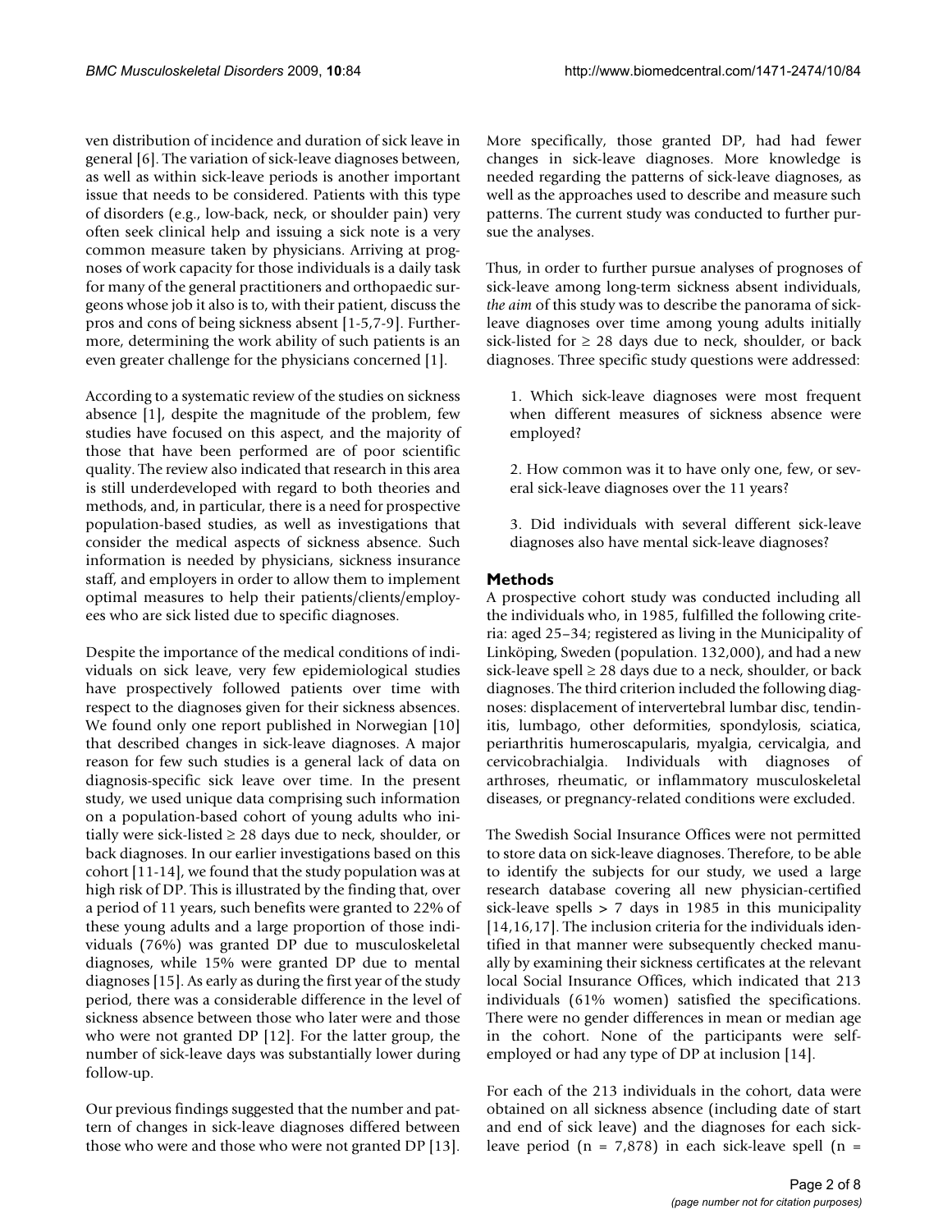ven distribution of incidence and duration of sick leave in general [6]. The variation of sick-leave diagnoses between, as well as within sick-leave periods is another important issue that needs to be considered. Patients with this type of disorders (e.g., low-back, neck, or shoulder pain) very often seek clinical help and issuing a sick note is a very common measure taken by physicians. Arriving at prognoses of work capacity for those individuals is a daily task for many of the general practitioners and orthopaedic surgeons whose job it also is to, with their patient, discuss the pros and cons of being sickness absent [1-5,7-9]. Furthermore, determining the work ability of such patients is an even greater challenge for the physicians concerned [1].

According to a systematic review of the studies on sickness absence [1], despite the magnitude of the problem, few studies have focused on this aspect, and the majority of those that have been performed are of poor scientific quality. The review also indicated that research in this area is still underdeveloped with regard to both theories and methods, and, in particular, there is a need for prospective population-based studies, as well as investigations that consider the medical aspects of sickness absence. Such information is needed by physicians, sickness insurance staff, and employers in order to allow them to implement optimal measures to help their patients/clients/employees who are sick listed due to specific diagnoses.

Despite the importance of the medical conditions of individuals on sick leave, very few epidemiological studies have prospectively followed patients over time with respect to the diagnoses given for their sickness absences. We found only one report published in Norwegian [10] that described changes in sick-leave diagnoses. A major reason for few such studies is a general lack of data on diagnosis-specific sick leave over time. In the present study, we used unique data comprising such information on a population-based cohort of young adults who initially were sick-listed ≥ 28 days due to neck, shoulder, or back diagnoses. In our earlier investigations based on this cohort [11-14], we found that the study population was at high risk of DP. This is illustrated by the finding that, over a period of 11 years, such benefits were granted to 22% of these young adults and a large proportion of those individuals (76%) was granted DP due to musculoskeletal diagnoses, while 15% were granted DP due to mental diagnoses [15]. As early as during the first year of the study period, there was a considerable difference in the level of sickness absence between those who later were and those who were not granted DP [12]. For the latter group, the number of sick-leave days was substantially lower during follow-up.

Our previous findings suggested that the number and pattern of changes in sick-leave diagnoses differed between those who were and those who were not granted DP [13]. More specifically, those granted DP, had had fewer changes in sick-leave diagnoses. More knowledge is needed regarding the patterns of sick-leave diagnoses, as well as the approaches used to describe and measure such patterns. The current study was conducted to further pursue the analyses.

Thus, in order to further pursue analyses of prognoses of sick-leave among long-term sickness absent individuals, *the aim* of this study was to describe the panorama of sick-leave diagnoses over time among young adults initially sick-listed for ≥ 28 days due to neck, shoulder, or back diagnoses. Three specific study questions were addressed:

1. Which sick-leave diagnoses were most frequent when different measures of sickness absence were employed?

2. How common was it to have only one, few, or several sick-leave diagnoses over the 11 years?

3. Did individuals with several different sick-leave diagnoses also have mental sick-leave diagnoses?

## Methods

A prospective cohort study was conducted including all the individuals who, in 1985, fulfilled the following criteria: aged 25–34; registered as living in the Municipality of Linköping, Sweden (population. 132,000), and had a new sick-leave spell ≥ 28 days due to a neck, shoulder, or back diagnoses. The third criterion included the following diagnoses: displacement of intervertebral lumbar disc, tendinitis, lumbago, other deformities, spondylosis, sciatica, periarthritis humeroscapularis, myalgia, cervicalgia, and cervicobrachialgia. Individuals with diagnoses of arthroses, rheumatic, or inflammatory musculoskeletal diseases, or pregnancy-related conditions were excluded.

The Swedish Social Insurance Offices were not permitted to store data on sick-leave diagnoses. Therefore, to be able to identify the subjects for our study, we used a large research database covering all new physician-certified sick-leave spells > 7 days in 1985 in this municipality [14,16,17]. The inclusion criteria for the individuals identified in that manner were subsequently checked manually by examining their sickness certificates at the relevant local Social Insurance Offices, which indicated that 213 individuals (61% women) satisfied the specifications. There were no gender differences in mean or median age in the cohort. None of the participants were self-employed or had any type of DP at inclusion [14].

For each of the 213 individuals in the cohort, data were obtained on all sickness absence (including date of start and end of sick leave) and the diagnoses for each sick-leave period (n = 7,878) in each sick-leave spell (n =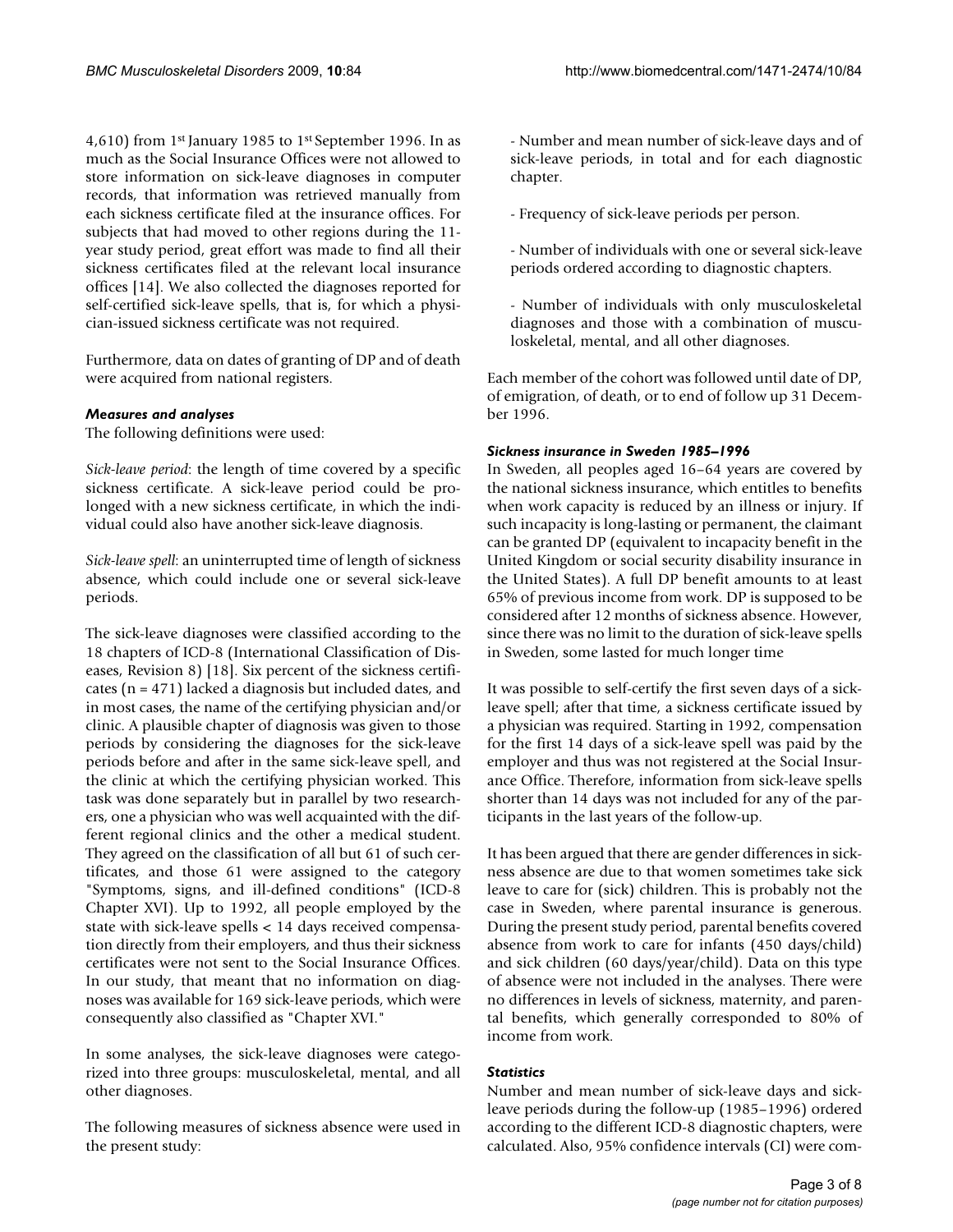4,610) from 1st January 1985 to 1st September 1996. In as much as the Social Insurance Offices were not allowed to store information on sick-leave diagnoses in computer records, that information was retrieved manually from each sickness certificate filed at the insurance offices. For subjects that had moved to other regions during the 11-year study period, great effort was made to find all their sickness certificates filed at the relevant local insurance offices [14]. We also collected the diagnoses reported for self-certified sick-leave spells, that is, for which a physician-issued sickness certificate was not required.

Furthermore, data on dates of granting of DP and of death were acquired from national registers.

### *Measures and analyses*

The following definitions were used:

*Sick-leave period*: the length of time covered by a specific sickness certificate. A sick-leave period could be prolonged with a new sickness certificate, in which the individual could also have another sick-leave diagnosis.

*Sick-leave spell*: an uninterrupted time of length of sickness absence, which could include one or several sick-leave periods.

The sick-leave diagnoses were classified according to the 18 chapters of ICD-8 (International Classification of Diseases, Revision 8) [18]. Six percent of the sickness certificates (n = 471) lacked a diagnosis but included dates, and in most cases, the name of the certifying physician and/or clinic. A plausible chapter of diagnosis was given to those periods by considering the diagnoses for the sick-leave periods before and after in the same sick-leave spell, and the clinic at which the certifying physician worked. This task was done separately but in parallel by two researchers, one a physician who was well acquainted with the different regional clinics and the other a medical student. They agreed on the classification of all but 61 of such certificates, and those 61 were assigned to the category "Symptoms, signs, and ill-defined conditions" (ICD-8 Chapter XVI). Up to 1992, all people employed by the state with sick-leave spells < 14 days received compensation directly from their employers, and thus their sickness certificates were not sent to the Social Insurance Offices. In our study, that meant that no information on diagnoses was available for 169 sick-leave periods, which were consequently also classified as "Chapter XVI."

In some analyses, the sick-leave diagnoses were categorized into three groups: musculoskeletal, mental, and all other diagnoses.

The following measures of sickness absence were used in the present study:

- Number and mean number of sick-leave days and of sick-leave periods, in total and for each diagnostic chapter.

- Frequency of sick-leave periods per person.

- Number of individuals with one or several sick-leave periods ordered according to diagnostic chapters.

- Number of individuals with only musculoskeletal diagnoses and those with a combination of musculoskeletal, mental, and all other diagnoses.

Each member of the cohort was followed until date of DP, of emigration, of death, or to end of follow up 31 December 1996.

### *Sickness insurance in Sweden 1985–1996*

In Sweden, all peoples aged 16–64 years are covered by the national sickness insurance, which entitles to benefits when work capacity is reduced by an illness or injury. If such incapacity is long-lasting or permanent, the claimant can be granted DP (equivalent to incapacity benefit in the United Kingdom or social security disability insurance in the United States). A full DP benefit amounts to at least 65% of previous income from work. DP is supposed to be considered after 12 months of sickness absence. However, since there was no limit to the duration of sick-leave spells in Sweden, some lasted for much longer time

It was possible to self-certify the first seven days of a sick-leave spell; after that time, a sickness certificate issued by a physician was required. Starting in 1992, compensation for the first 14 days of a sick-leave spell was paid by the employer and thus was not registered at the Social Insurance Office. Therefore, information from sick-leave spells shorter than 14 days was not included for any of the participants in the last years of the follow-up.

It has been argued that there are gender differences in sickness absence are due to that women sometimes take sick leave to care for (sick) children. This is probably not the case in Sweden, where parental insurance is generous. During the present study period, parental benefits covered absence from work to care for infants (450 days/child) and sick children (60 days/year/child). Data on this type of absence were not included in the analyses. There were no differences in levels of sickness, maternity, and parental benefits, which generally corresponded to 80% of income from work.

### *Statistics*

Number and mean number of sick-leave days and sick-leave periods during the follow-up (1985–1996) ordered according to the different ICD-8 diagnostic chapters, were calculated. Also, 95% confidence intervals (CI) were com-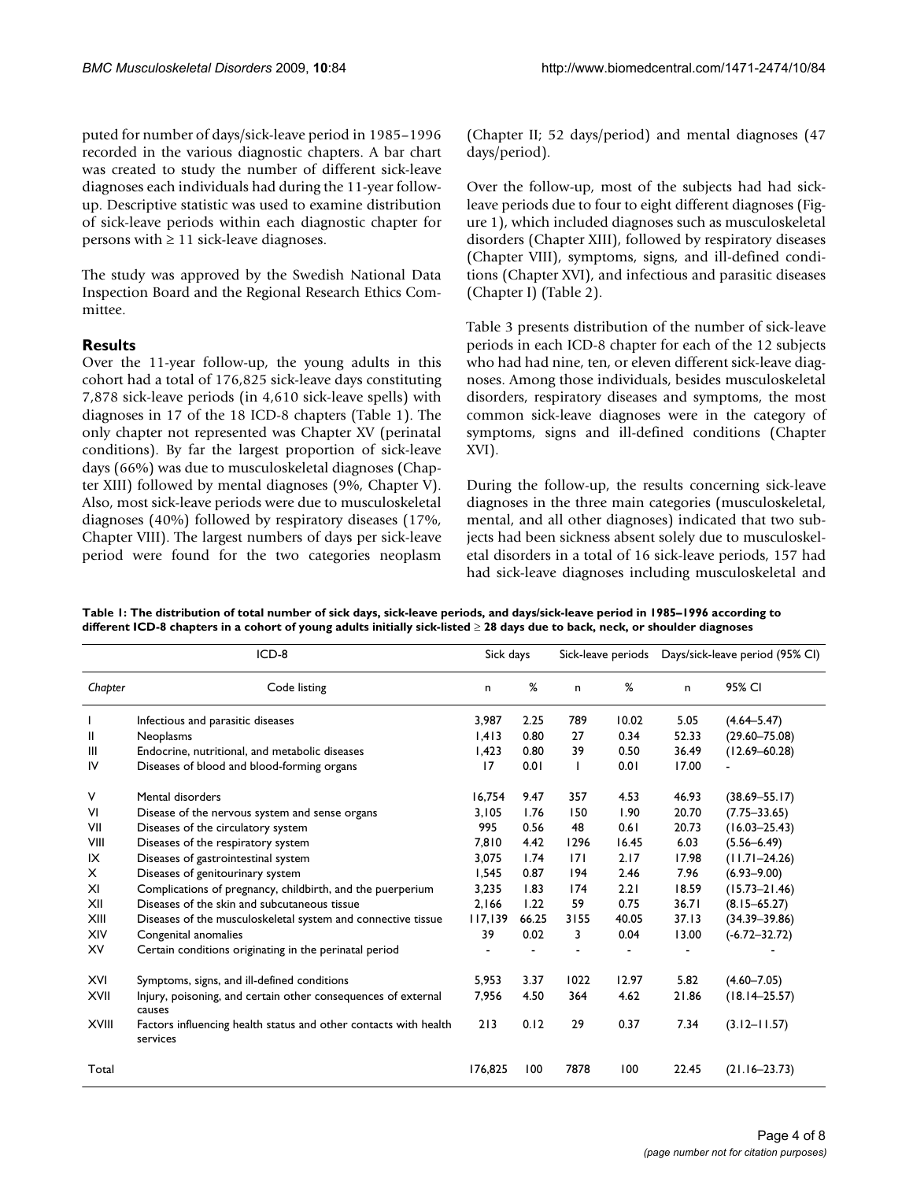puted for number of days/sick-leave period in 1985–1996 recorded in the various diagnostic chapters. A bar chart was created to study the number of different sick-leave diagnoses each individuals had during the 11-year follow-up. Descriptive statistic was used to examine distribution of sick-leave periods within each diagnostic chapter for persons with ≥ 11 sick-leave diagnoses.

The study was approved by the Swedish National Data Inspection Board and the Regional Research Ethics Committee.

## Results

Over the 11-year follow-up, the young adults in this cohort had a total of 176,825 sick-leave days constituting 7,878 sick-leave periods (in 4,610 sick-leave spells) with diagnoses in 17 of the 18 ICD-8 chapters (Table 1). The only chapter not represented was Chapter XV (perinatal conditions). By far the largest proportion of sick-leave days (66%) was due to musculoskeletal diagnoses (Chapter XIII) followed by mental diagnoses (9%, Chapter V). Also, most sick-leave periods were due to musculoskeletal diagnoses (40%) followed by respiratory diseases (17%, Chapter VIII). The largest numbers of days per sick-leave period were found for the two categories neoplasm (Chapter II; 52 days/period) and mental diagnoses (47 days/period).

Over the follow-up, most of the subjects had had sick-leave periods due to four to eight different diagnoses (Figure 1), which included diagnoses such as musculoskeletal disorders (Chapter XIII), followed by respiratory diseases (Chapter VIII), symptoms, signs, and ill-defined conditions (Chapter XVI), and infectious and parasitic diseases (Chapter I) (Table 2).

Table 3 presents distribution of the number of sick-leave periods in each ICD-8 chapter for each of the 12 subjects who had had nine, ten, or eleven different sick-leave diagnoses. Among those individuals, besides musculoskeletal disorders, respiratory diseases and symptoms, the most common sick-leave diagnoses were in the category of symptoms, signs and ill-defined conditions (Chapter XVI).

During the follow-up, the results concerning sick-leave diagnoses in the three main categories (musculoskeletal, mental, and all other diagnoses) indicated that two subjects had been sickness absent solely due to musculoskeletal disorders in a total of 16 sick-leave periods, 157 had had sick-leave diagnoses including musculoskeletal and

**Table 1: The distribution of total number of sick days, sick-leave periods, and days/sick-leave period in 1985–1996 according to different ICD-8 chapters in a cohort of young adults initially sick-listed ≥ 28 days due to back, neck, or shoulder diagnoses**

| ICD-8 | | Sick days | | Sick-leave periods | | Days/sick-leave period (95% CI) | |
|---|---|---|---|---|---|---|---|
| *Chapter* | Code listing | n | % | n | % | n | 95% CI |
| I | Infectious and parasitic diseases | 3,987 | 2.25 | 789 | 10.02 | 5.05 | (4.64–5.47) |
| II | Neoplasms | 1,413 | 0.80 | 27 | 0.34 | 52.33 | (29.60–75.08) |
| III | Endocrine, nutritional, and metabolic diseases | 1,423 | 0.80 | 39 | 0.50 | 36.49 | (12.69–60.28) |
| IV | Diseases of blood and blood-forming organs | 17 | 0.01 | 1 | 0.01 | 17.00 | - |
| V | Mental disorders | 16,754 | 9.47 | 357 | 4.53 | 46.93 | (38.69–55.17) |
| VI | Disease of the nervous system and sense organs | 3,105 | 1.76 | 150 | 1.90 | 20.70 | (7.75–33.65) |
| VII | Diseases of the circulatory system | 995 | 0.56 | 48 | 0.61 | 20.73 | (16.03–25.43) |
| VIII | Diseases of the respiratory system | 7,810 | 4.42 | 1296 | 16.45 | 6.03 | (5.56–6.49) |
| IX | Diseases of gastrointestinal system | 3,075 | 1.74 | 171 | 2.17 | 17.98 | (11.71–24.26) |
| X | Diseases of genitourinary system | 1,545 | 0.87 | 194 | 2.46 | 7.96 | (6.93–9.00) |
| XI | Complications of pregnancy, childbirth, and the puerperium | 3,235 | 1.83 | 174 | 2.21 | 18.59 | (15.73–21.46) |
| XII | Diseases of the skin and subcutaneous tissue | 2,166 | 1.22 | 59 | 0.75 | 36.71 | (8.15–65.27) |
| XIII | Diseases of the musculoskeletal system and connective tissue | 117,139 | 66.25 | 3155 | 40.05 | 37.13 | (34.39–39.86) |
| XIV | Congenital anomalies | 39 | 0.02 | 3 | 0.04 | 13.00 | (-6.72–32.72) |
| XV | Certain conditions originating in the perinatal period | - | - | - | - | - | - |
| XVI | Symptoms, signs, and ill-defined conditions | 5,953 | 3.37 | 1022 | 12.97 | 5.82 | (4.60–7.05) |
| XVII | Injury, poisoning, and certain other consequences of external causes | 7,956 | 4.50 | 364 | 4.62 | 21.86 | (18.14–25.57) |
| XVIII | Factors influencing health status and other contacts with health services | 213 | 0.12 | 29 | 0.37 | 7.34 | (3.12–11.57) |
| Total | | 176,825 | 100 | 7878 | 100 | 22.45 | (21.16–23.73) |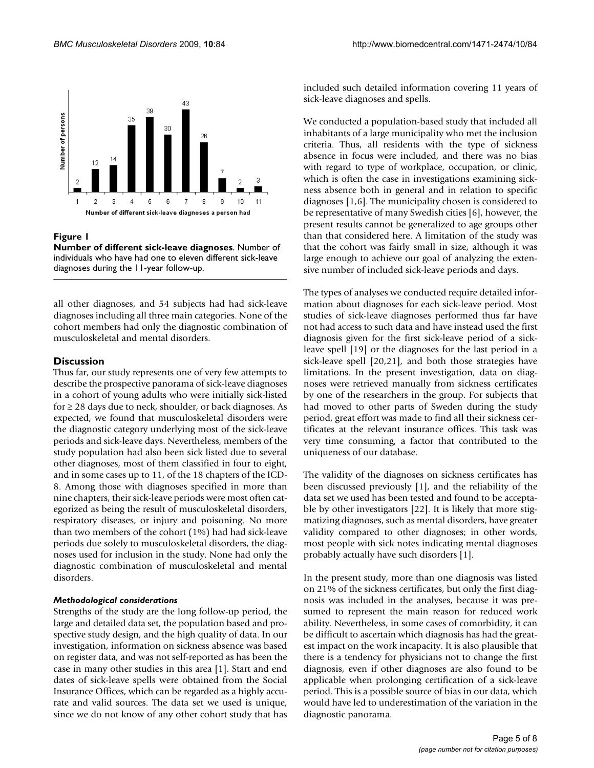**Figure 1**

**Number of different sick-leave diagnoses**. Number of individuals who have had one to eleven different sick-leave diagnoses during the 11-year follow-up.

all other diagnoses, and 54 subjects had had sick-leave diagnoses including all three main categories. None of the cohort members had only the diagnostic combination of musculoskeletal and mental disorders.

## Discussion

Thus far, our study represents one of very few attempts to describe the prospective panorama of sick-leave diagnoses in a cohort of young adults who were initially sick-listed for ≥ 28 days due to neck, shoulder, or back diagnoses. As expected, we found that musculoskeletal disorders were the diagnostic category underlying most of the sick-leave periods and sick-leave days. Nevertheless, members of the study population had also been sick listed due to several other diagnoses, most of them classified in four to eight, and in some cases up to 11, of the 18 chapters of the ICD-8. Among those with diagnoses specified in more than nine chapters, their sick-leave periods were most often categorized as being the result of musculoskeletal disorders, respiratory diseases, or injury and poisoning. No more than two members of the cohort (1%) had had sick-leave periods due solely to musculoskeletal disorders, the diagnoses used for inclusion in the study. None had only the diagnostic combination of musculoskeletal and mental disorders.

### *Methodological considerations*

Strengths of the study are the long follow-up period, the large and detailed data set, the population based and prospective study design, and the high quality of data. In our investigation, information on sickness absence was based on register data, and was not self-reported as has been the case in many other studies in this area [1]. Start and end dates of sick-leave spells were obtained from the Social Insurance Offices, which can be regarded as a highly accurate and valid sources. The data set we used is unique, since we do not know of any other cohort study that has included such detailed information covering 11 years of sick-leave diagnoses and spells.

We conducted a population-based study that included all inhabitants of a large municipality who met the inclusion criteria. Thus, all residents with the type of sickness absence in focus were included, and there was no bias with regard to type of workplace, occupation, or clinic, which is often the case in investigations examining sickness absence both in general and in relation to specific diagnoses [1,6]. The municipality chosen is considered to be representative of many Swedish cities [6], however, the present results cannot be generalized to age groups other than that considered here. A limitation of the study was that the cohort was fairly small in size, although it was large enough to achieve our goal of analyzing the extensive number of included sick-leave periods and days.

The types of analyses we conducted require detailed information about diagnoses for each sick-leave period. Most studies of sick-leave diagnoses performed thus far have not had access to such data and have instead used the first diagnosis given for the first sick-leave period of a sick-leave spell [19] or the diagnoses for the last period in a sick-leave spell [20,21], and both those strategies have limitations. In the present investigation, data on diagnoses were retrieved manually from sickness certificates by one of the researchers in the group. For subjects that had moved to other parts of Sweden during the study period, great effort was made to find all their sickness certificates at the relevant insurance offices. This task was very time consuming, a factor that contributed to the uniqueness of our database.

The validity of the diagnoses on sickness certificates has been discussed previously [1], and the reliability of the data set we used has been tested and found to be acceptable by other investigators [22]. It is likely that more stigmatizing diagnoses, such as mental disorders, have greater validity compared to other diagnoses; in other words, most people with sick notes indicating mental diagnoses probably actually have such disorders [1].

In the present study, more than one diagnosis was listed on 21% of the sickness certificates, but only the first diagnosis was included in the analyses, because it was presumed to represent the main reason for reduced work ability. Nevertheless, in some cases of comorbidity, it can be difficult to ascertain which diagnosis has had the greatest impact on the work incapacity. It is also plausible that there is a tendency for physicians not to change the first diagnosis, even if other diagnoses are also found to be applicable when prolonging certification of a sick-leave period. This is a possible source of bias in our data, which would have led to underestimation of the variation in the diagnostic panorama.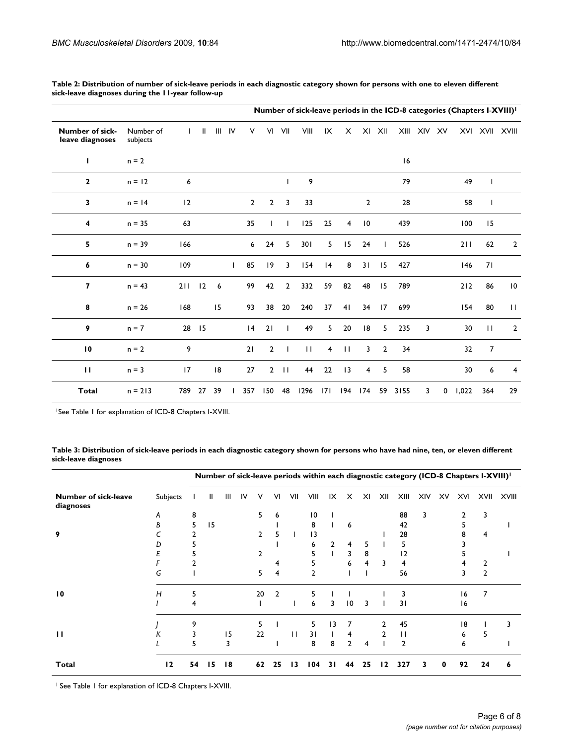**Table 2: Distribution of number of sick-leave periods in each diagnostic category shown for persons with one to eleven different sick-leave diagnoses during the 11-year follow-up**

| | | Number of sick-leave periods in the ICD-8 categories (Chapters I-XVIII)[1] | | | | | | | | | | | | | | | | | |
|---|---|---|---|---|---|---|---|---|---|---|---|---|---|---|---|---|---|---|---|
| **Number of sick-leave diagnoses** | Number of subjects | I | II | III | IV | V | VI | VII | VIII | IX | X | XI | XII | XIII | XIV | XV | XVI | XVII | XVIII |
| **1** | n = 2 | | | | | | | | | | | | | 16 | | | | | |
| **2** | n = 12 | 6 | | | | | | 1 | 9 | | | | | 79 | | | 49 | 1 | |
| **3** | n = 14 | 12 | | | | 2 | 2 | 3 | 33 | | | 2 | | 28 | | | 58 | 1 | |
| **4** | n = 35 | 63 | | | | 35 | 1 | 1 | 125 | 25 | 4 | 10 | | 439 | | | 100 | 15 | |
| **5** | n = 39 | 166 | | | | 6 | 24 | 5 | 301 | 5 | 15 | 24 | 1 | 526 | | | 211 | 62 | 2 |
| **6** | n = 30 | 109 | | | 1 | 85 | 19 | 3 | 154 | 14 | 8 | 31 | 15 | 427 | | | 146 | 71 | |
| **7** | n = 43 | 211 | 12 | 6 | | 99 | 42 | 2 | 332 | 59 | 82 | 48 | 15 | 789 | | | 212 | 86 | 10 |
| **8** | n = 26 | 168 | | 15 | | 93 | 38 | 20 | 240 | 37 | 41 | 34 | 17 | 699 | | | 154 | 80 | 11 |
| **9** | n = 7 | 28 | 15 | | | 14 | 21 | 1 | 49 | 5 | 20 | 18 | 5 | 235 | 3 | | 30 | 11 | 2 |
| **10** | n = 2 | 9 | | | | 21 | 2 | 1 | 11 | 4 | 11 | 3 | 2 | 34 | | | 32 | 7 | |
| **11** | n = 3 | 17 | | 18 | | 27 | 2 | 11 | 44 | 22 | 13 | 4 | 5 | 58 | | | 30 | 6 | 4 |
| **Total** | n = 213 | 789 | 27 | 39 | 1 | 357 | 150 | 48 | 1296 | 171 | 194 | 174 | 59 | 3155 | 3 | 0 | 1,022 | 364 | 29 |

[1]See Table 1 for explanation of ICD-8 Chapters I-XVIII.

**Table 3: Distribution of sick-leave periods in each diagnostic category shown for persons who have had nine, ten, or eleven different sick-leave diagnoses**

| | | Number of sick-leave periods within each diagnostic category (ICD-8 Chapters I-XVIII)[1] | | | | | | | | | | | | | | | | | |
|---|---|---|---|---|---|---|---|---|---|---|---|---|---|---|---|---|---|---|---|
| **Number of sick-leave diagnoses** | Subjects | I | II | III | IV | V | VI | VII | VIII | IX | X | XI | XII | XIII | XIV | XV | XVI | XVII | XVIII |
| **9** | *A* | 8 | | | | 5 | 6 | | 10 | 1 | | | | 88 | 3 | | 2 | 3 | |
| | *B* | 5 | 15 | | | | 1 | | 8 | 1 | 6 | | | 42 | | | 5 | | 1 |
| | *C* | 2 | | | | 2 | 5 | 1 | 13 | | | | 1 | 28 | | | 8 | 4 | |
| | *D* | 5 | | | | | 1 | | 6 | 2 | 4 | 5 | 1 | 5 | | | 3 | | |
| | *E* | 5 | | | | 2 | | | 5 | 1 | 3 | 8 | 1 | 12 | | | 5 | | 1 |
| | *F* | 2 | | | | | 4 | | 5 | | 6 | 4 | 3 | 4 | | | 4 | 2 | |
| | *G* | 1 | | | | 5 | 4 | | 2 | | 1 | 1 | | 56 | | | 3 | 2 | |
| **10** | *H* | 5 | | | | 20 | 2 | | 5 | 1 | 1 | | 1 | 3 | | | 16 | 7 | |
| | *I* | 4 | | | | 1 | | 1 | 6 | 3 | 10 | 3 | 1 | 31 | | | 16 | | |
| **11** | *J* | 9 | | | | 5 | 1 | | 5 | 13 | 7 | | 2 | 45 | | | 18 | 1 | 3 |
| | *K* | 3 | | 15 | | 22 | | 11 | 31 | 1 | 4 | | 2 | 11 | | | 6 | 5 | |
| | *L* | 5 | | 3 | | | 1 | | 8 | 8 | 2 | 4 | 1 | 2 | | | 6 | | 1 |
| **Total** | **12** | **54** | **15** | **18** | | **62** | **25** | **13** | **104** | **31** | **44** | **25** | **12** | **327** | **3** | **0** | **92** | **24** | **6** |

[1] See Table 1 for explanation of ICD-8 Chapters I-XVIII.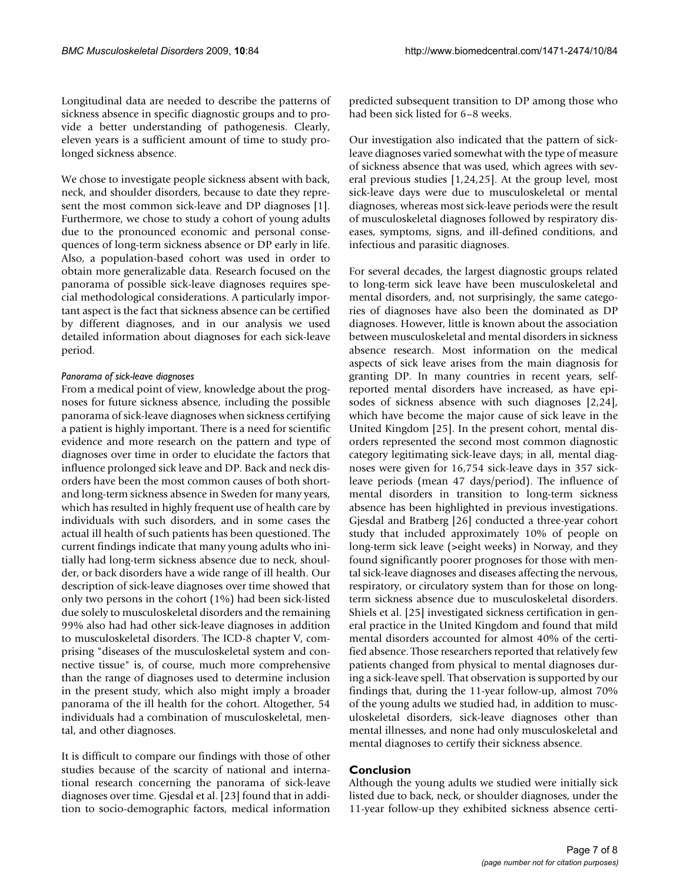Longitudinal data are needed to describe the patterns of sickness absence in specific diagnostic groups and to provide a better understanding of pathogenesis. Clearly, eleven years is a sufficient amount of time to study prolonged sickness absence.

We chose to investigate people sickness absent with back, neck, and shoulder disorders, because to date they represent the most common sick-leave and DP diagnoses [1]. Furthermore, we chose to study a cohort of young adults due to the pronounced economic and personal consequences of long-term sickness absence or DP early in life. Also, a population-based cohort was used in order to obtain more generalizable data. Research focused on the panorama of possible sick-leave diagnoses requires special methodological considerations. A particularly important aspect is the fact that sickness absence can be certified by different diagnoses, and in our analysis we used detailed information about diagnoses for each sick-leave period.

### *Panorama of sick-leave diagnoses*

From a medical point of view, knowledge about the prognoses for future sickness absence, including the possible panorama of sick-leave diagnoses when sickness certifying a patient is highly important. There is a need for scientific evidence and more research on the pattern and type of diagnoses over time in order to elucidate the factors that influence prolonged sick leave and DP. Back and neck disorders have been the most common causes of both short- and long-term sickness absence in Sweden for many years, which has resulted in highly frequent use of health care by individuals with such disorders, and in some cases the actual ill health of such patients has been questioned. The current findings indicate that many young adults who initially had long-term sickness absence due to neck, shoulder, or back disorders have a wide range of ill health. Our description of sick-leave diagnoses over time showed that only two persons in the cohort (1%) had been sick-listed due solely to musculoskeletal disorders and the remaining 99% also had had other sick-leave diagnoses in addition to musculoskeletal disorders. The ICD-8 chapter V, comprising "diseases of the musculoskeletal system and connective tissue" is, of course, much more comprehensive than the range of diagnoses used to determine inclusion in the present study, which also might imply a broader panorama of the ill health for the cohort. Altogether, 54 individuals had a combination of musculoskeletal, mental, and other diagnoses.

It is difficult to compare our findings with those of other studies because of the scarcity of national and international research concerning the panorama of sick-leave diagnoses over time. Gjesdal et al. [23] found that in addition to socio-demographic factors, medical information predicted subsequent transition to DP among those who had been sick listed for 6–8 weeks.

Our investigation also indicated that the pattern of sick-leave diagnoses varied somewhat with the type of measure of sickness absence that was used, which agrees with several previous studies [1,24,25]. At the group level, most sick-leave days were due to musculoskeletal or mental diagnoses, whereas most sick-leave periods were the result of musculoskeletal diagnoses followed by respiratory diseases, symptoms, signs, and ill-defined conditions, and infectious and parasitic diagnoses.

For several decades, the largest diagnostic groups related to long-term sick leave have been musculoskeletal and mental disorders, and, not surprisingly, the same categories of diagnoses have also been the dominated as DP diagnoses. However, little is known about the association between musculoskeletal and mental disorders in sickness absence research. Most information on the medical aspects of sick leave arises from the main diagnosis for granting DP. In many countries in recent years, self-reported mental disorders have increased, as have episodes of sickness absence with such diagnoses [2,24], which have become the major cause of sick leave in the United Kingdom [25]. In the present cohort, mental disorders represented the second most common diagnostic category legitimating sick-leave days; in all, mental diagnoses were given for 16,754 sick-leave days in 357 sick-leave periods (mean 47 days/period). The influence of mental disorders in transition to long-term sickness absence has been highlighted in previous investigations. Gjesdal and Bratberg [26] conducted a three-year cohort study that included approximately 10% of people on long-term sick leave (>eight weeks) in Norway, and they found significantly poorer prognoses for those with mental sick-leave diagnoses and diseases affecting the nervous, respiratory, or circulatory system than for those on long-term sickness absence due to musculoskeletal disorders. Shiels et al. [25] investigated sickness certification in general practice in the United Kingdom and found that mild mental disorders accounted for almost 40% of the certified absence. Those researchers reported that relatively few patients changed from physical to mental diagnoses during a sick-leave spell. That observation is supported by our findings that, during the 11-year follow-up, almost 70% of the young adults we studied had, in addition to musculoskeletal disorders, sick-leave diagnoses other than mental illnesses, and none had only musculoskeletal and mental diagnoses to certify their sickness absence.

## Conclusion

Although the young adults we studied were initially sick listed due to back, neck, or shoulder diagnoses, under the 11-year follow-up they exhibited sickness absence certi-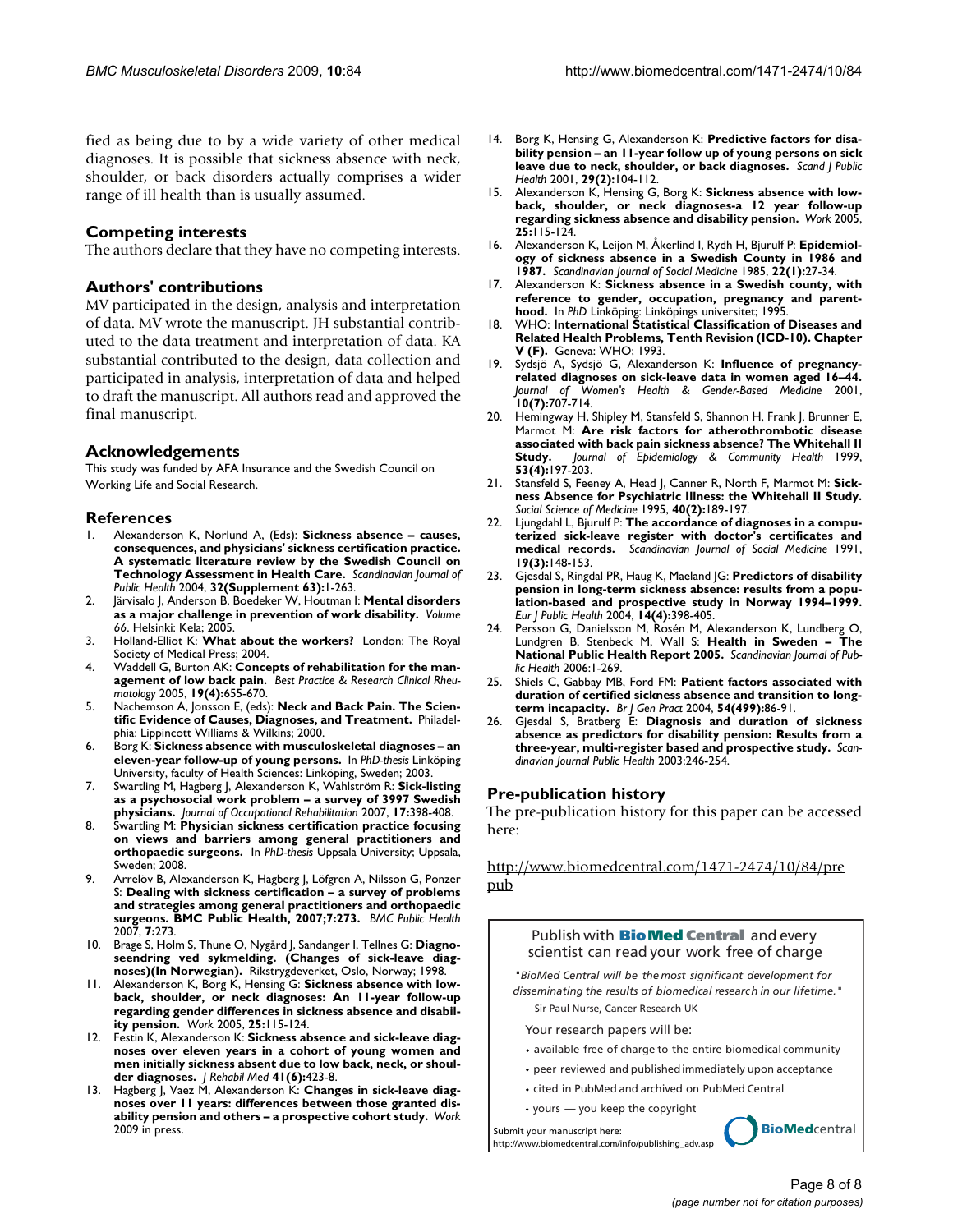fied as being due to by a wide variety of other medical diagnoses. It is possible that sickness absence with neck, shoulder, or back disorders actually comprises a wider range of ill health than is usually assumed.

## Competing interests

The authors declare that they have no competing interests.

## Authors' contributions

MV participated in the design, analysis and interpretation of data. MV wrote the manuscript. JH substantial contributed to the data treatment and interpretation of data. KA substantial contributed to the design, data collection and participated in analysis, interpretation of data and helped to draft the manuscript. All authors read and approved the final manuscript.

## Acknowledgements

This study was funded by AFA Insurance and the Swedish Council on Working Life and Social Research.

## References

1. Alexanderson K, Norlund A, (Eds): **Sickness absence – causes, consequences, and physicians' sickness certification practice. A systematic literature review by the Swedish Council on Technology Assessment in Health Care.** *Scandinavian Journal of Public Health* 2004, **32(Supplement 63):**1-263.
2. Järvisalo J, Anderson B, Boedeker W, Houtman I: **Mental disorders as a major challenge in prevention of work disability.** *Volume 66*. Helsinki: Kela; 2005.
3. Holland-Elliot K: **What about the workers?** London: The Royal Society of Medical Press; 2004.
4. Waddell G, Burton AK: **Concepts of rehabilitation for the management of low back pain.** *Best Practice & Research Clinical Rheumatology* 2005, **19(4):**655-670.
5. Nachemson A, Jonsson E, (eds): **Neck and Back Pain. The Scientific Evidence of Causes, Diagnoses, and Treatment.** Philadelphia: Lippincott Williams & Wilkins; 2000.
6. Borg K: **Sickness absence with musculoskeletal diagnoses – an eleven-year follow-up of young persons.** In *PhD-thesis* Linköping University, faculty of Health Sciences: Linköping, Sweden; 2003.
7. Swartling M, Hagberg J, Alexanderson K, Wahlström R: **Sick-listing as a psychosocial work problem – a survey of 3997 Swedish physicians.** *Journal of Occupational Rehabilitation* 2007, **17:**398-408.
8. Swartling M: **Physician sickness certification practice focusing on views and barriers among general practitioners and orthopaedic surgeons.** In *PhD-thesis* Uppsala University; Uppsala, Sweden; 2008.
9. Arrelöv B, Alexanderson K, Hagberg J, Löfgren A, Nilsson G, Ponzer S: **Dealing with sickness certification – a survey of problems and strategies among general practitioners and orthopaedic surgeons. BMC Public Health, 2007;7:273.** *BMC Public Health* 2007, **7:**273.
10. Brage S, Holm S, Thune O, Nygård J, Sandanger I, Tellnes G: **Diagnoseendring ved sykmelding. (Changes of sick-leave diagnoses)(In Norwegian).** Rikstrygdeverket, Oslo, Norway; 1998.
11. Alexanderson K, Borg K, Hensing G: **Sickness absence with low-back, shoulder, or neck diagnoses: An 11-year follow-up regarding gender differences in sickness absence and disability pension.** *Work* 2005, **25:**115-124.
12. Festin K, Alexanderson K: **Sickness absence and sick-leave diagnoses over eleven years in a cohort of young women and men initially sickness absent due to low back, neck, or shoulder diagnoses.** *J Rehabil Med* **41(6):**423-8.
13. Hagberg J, Vaez M, Alexanderson K: **Changes in sick-leave diagnoses over 11 years: differences between those granted disability pension and others – a prospective cohort study.** *Work* 2009 in press.
14. Borg K, Hensing G, Alexanderson K: **Predictive factors for disability pension – an 11-year follow up of young persons on sick leave due to neck, shoulder, or back diagnoses.** *Scand J Public Health* 2001, **29(2):**104-112.
15. Alexanderson K, Hensing G, Borg K: **Sickness absence with low-back, shoulder, or neck diagnoses-a 12 year follow-up regarding sickness absence and disability pension.** *Work* 2005, **25:**115-124.
16. Alexanderson K, Leijon M, Åkerlind I, Rydh H, Bjurulf P: **Epidemiology of sickness absence in a Swedish County in 1986 and 1987.** *Scandinavian Journal of Social Medicine* 1985, **22(1):**27-34.
17. Alexanderson K: **Sickness absence in a Swedish county, with reference to gender, occupation, pregnancy and parenthood.** In *PhD* Linköping: Linköpings universitet; 1995.
18. WHO: **International Statistical Classification of Diseases and Related Health Problems, Tenth Revision (ICD-10). Chapter V (F).** Geneva: WHO; 1993.
19. Sydsjö A, Sydsjö G, Alexanderson K: **Influence of pregnancy-related diagnoses on sick-leave data in women aged 16–44.** *Journal of Women's Health & Gender-Based Medicine* 2001, **10(7):**707-714.
20. Hemingway H, Shipley M, Stansfeld S, Shannon H, Frank J, Brunner E, Marmot M: **Are risk factors for atherothrombotic disease associated with back pain sickness absence? The Whitehall II Study.** *Journal of Epidemiology & Community Health* 1999, **53(4):**197-203.
21. Stansfeld S, Feeney A, Head J, Canner R, North F, Marmot M: **Sickness Absence for Psychiatric Illness: the Whitehall II Study.** *Social Science of Medicine* 1995, **40(2):**189-197.
22. Ljungdahl L, Bjurulf P: **The accordance of diagnoses in a computerized sick-leave register with doctor's certificates and medical records.** *Scandinavian Journal of Social Medicine* 1991, **19(3):**148-153.
23. Gjesdal S, Ringdal PR, Haug K, Maeland JG: **Predictors of disability pension in long-term sickness absence: results from a population-based and prospective study in Norway 1994–1999.** *Eur J Public Health* 2004, **14(4):**398-405.
24. Persson G, Danielsson M, Rosén M, Alexanderson K, Lundberg O, Lundgren B, Stenbeck M, Wall S: **Health in Sweden – The National Public Health Report 2005.** *Scandinavian Journal of Public Health* 2006:1-269.
25. Shiels C, Gabbay MB, Ford FM: **Patient factors associated with duration of certified sickness absence and transition to long-term incapacity.** *Br J Gen Pract* 2004, **54(499):**86-91.
26. Gjesdal S, Bratberg E: **Diagnosis and duration of sickness absence as predictors for disability pension: Results from a three-year, multi-register based and prospective study.** *Scandinavian Journal Public Health* 2003:246-254.

## Pre-publication history

The pre-publication history for this paper can be accessed here:

http://www.biomedcentral.com/1471-2474/10/84/prepub

Publish with **BioMed Central** and every scientist can read your work free of charge

*"BioMed Central will be the most significant development for disseminating the results of biomedical research in our lifetime."*
Sir Paul Nurse, Cancer Research UK

Your research papers will be:

- available free of charge to the entire biomedical community
- peer reviewed and published immediately upon acceptance
- cited in PubMed and archived on PubMed Central
- yours — you keep the copyright

Submit your manuscript here:
http://www.biomedcentral.com/info/publishing_adv.asp

**BioMed**central